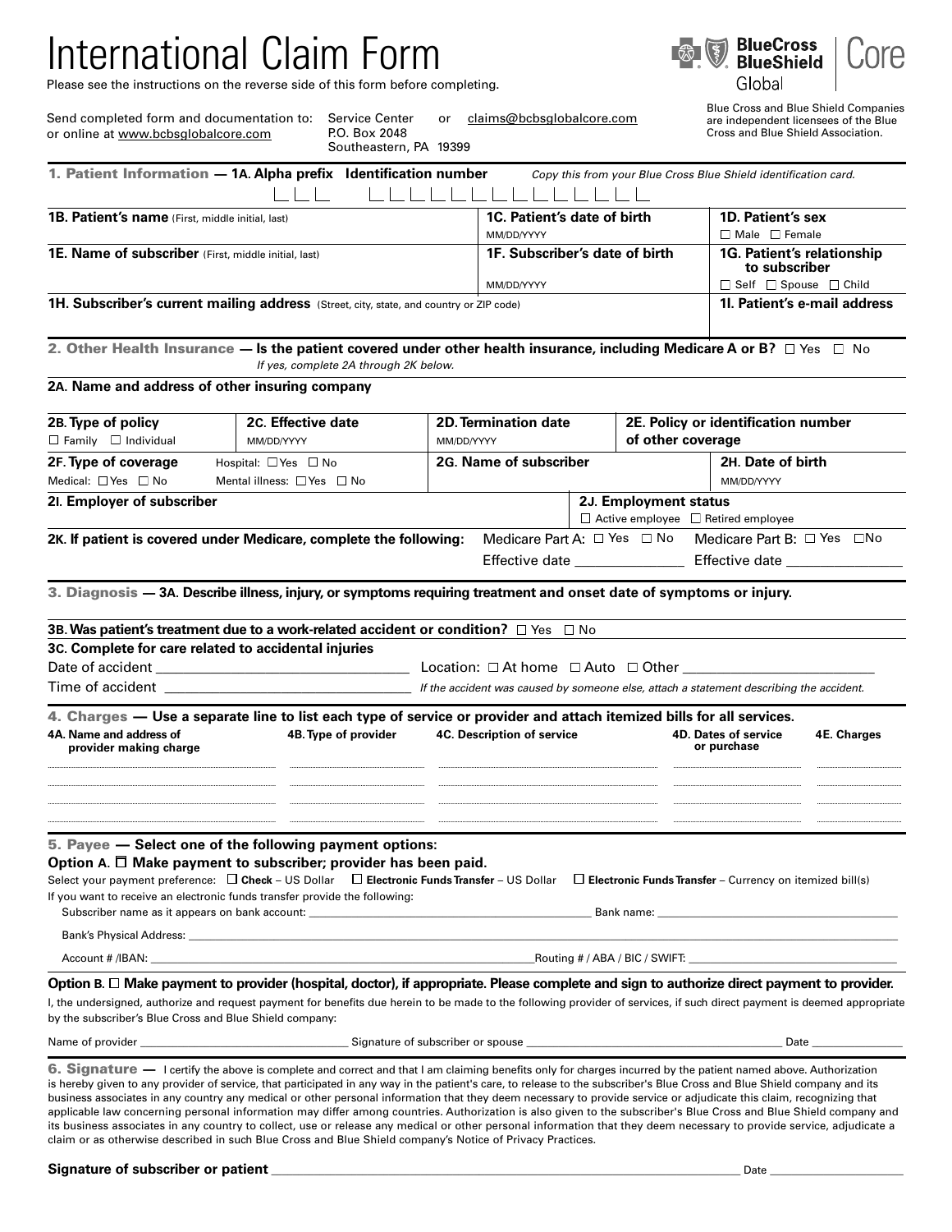# International Claim Form

Please see the instructions on the reverse side of this form before completing.

BlueCross BlueShield Global | Core

Send completed form and documentation to: Service Center, P.O. Box 2048, Southeastern, PA 19399 or claims@bcbsglobalcore.com or online at www.bcbsglobalcore.com

Blue Cross and Blue Shield Companies are independent licensees of the Blue Cross and Blue Shield Association.

## 1. Patient Information — 1A. Alpha prefix Identification number

*Copy this from your Blue Cross Blue Shield identification card.*

| | | |
|---|---|---|
| **1B. Patient's name** (First, middle initial, last) | **1C. Patient's date of birth** MM/DD/YYYY | **1D. Patient's sex** ☐ Male ☐ Female |
| **1E. Name of subscriber** (First, middle initial, last) | **1F. Subscriber's date of birth** MM/DD/YYYY | **1G. Patient's relationship to subscriber** ☐ Self ☐ Spouse ☐ Child |
| **1H. Subscriber's current mailing address** (Street, city, state, and country or ZIP code) | | **1I. Patient's e-mail address** |

## 2. Other Health Insurance — Is the patient covered under other health insurance, including Medicare A or B? ☐ Yes ☐ No

*If yes, complete 2A through 2K below.*

**2A. Name and address of other insuring company**

| | | | |
|---|---|---|---|
| **2B. Type of policy** ☐ Family ☐ Individual | **2C. Effective date** MM/DD/YYYY | **2D. Termination date** MM/DD/YYYY | **2E. Policy or identification number of other coverage** |
| **2F. Type of coverage** Medical: ☐ Yes ☐ No | Hospital: ☐ Yes ☐ No Mental illness: ☐ Yes ☐ No | **2G. Name of subscriber** | **2H. Date of birth** MM/DD/YYYY |
| **2I. Employer of subscriber** | | **2J. Employment status** ☐ Active employee ☐ Retired employee | |

**2K. If patient is covered under Medicare, complete the following:** Medicare Part A: ☐ Yes ☐ No Effective date ______________ Medicare Part B: ☐ Yes ☐ No Effective date ______________

## 3. Diagnosis — 3A. Describe illness, injury, or symptoms requiring treatment and onset date of symptoms or injury.

**3B. Was patient's treatment due to a work-related accident or condition?** ☐ Yes ☐ No

**3C. Complete for care related to accidental injuries**

Date of accident ______________ Location: ☐ At home ☐ Auto ☐ Other ______________

Time of accident ______________ *If the accident was caused by someone else, attach a statement describing the accident.*

## 4. Charges — Use a separate line to list each type of service or provider and attach itemized bills for all services.

| 4A. Name and address of provider making charge | 4B. Type of provider | 4C. Description of service | 4D. Dates of service or purchase | 4E. Charges |
|---|---|---|---|---|
| | | | | |
| | | | | |
| | | | | |

## 5. Payee — Select one of the following payment options:

**Option A. ☐ Make payment to subscriber; provider has been paid.**

Select your payment preference: ☐ **Check** – US Dollar ☐ **Electronic Funds Transfer** – US Dollar ☐ **Electronic Funds Transfer** – Currency on itemized bill(s)

If you want to receive an electronic funds transfer provide the following:

Subscriber name as it appears on bank account: ______________ Bank name: ______________

Bank's Physical Address: ______________

Account # /IBAN: ______________ Routing # / ABA / BIC / SWIFT: ______________

**Option B. ☐ Make payment to provider (hospital, doctor), if appropriate. Please complete and sign to authorize direct payment to provider.**

I, the undersigned, authorize and request payment for benefits due herein to be made to the following provider of services, if such direct payment is deemed appropriate by the subscriber's Blue Cross and Blue Shield company:

Name of provider ______________ Signature of subscriber or spouse ______________ Date ______________

## 6. Signature —

I certify the above is complete and correct and that I am claiming benefits only for charges incurred by the patient named above. Authorization is hereby given to any provider of service, that participated in any way in the patient's care, to release to the subscriber's Blue Cross and Blue Shield company and its business associates in any country any medical or other personal information that they deem necessary to provide service or adjudicate this claim, recognizing that applicable law concerning personal information may differ among countries. Authorization is also given to the subscriber's Blue Cross and Blue Shield company and its business associates in any country to collect, use or release any medical or other personal information that they deem necessary to provide service, adjudicate a claim or as otherwise described in such Blue Cross and Blue Shield company's Notice of Privacy Practices.

**Signature of subscriber or patient** ______________ Date ______________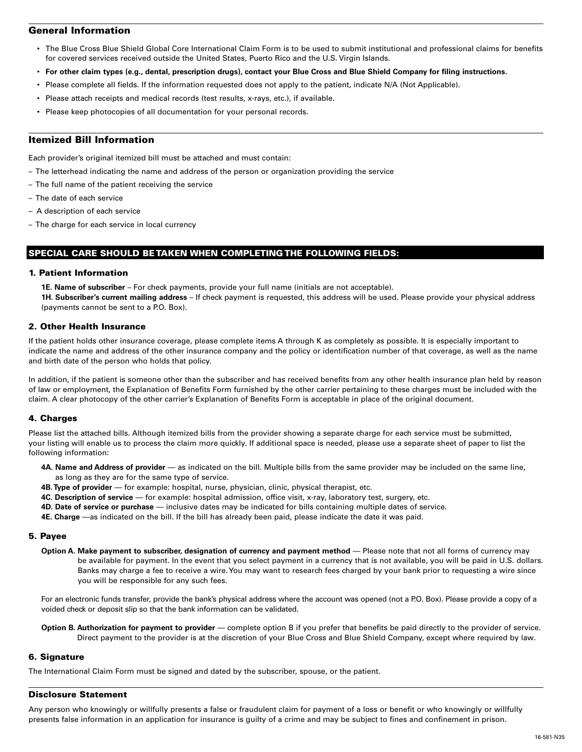## General Information

- The Blue Cross Blue Shield Global Core International Claim Form is to be used to submit institutional and professional claims for benefits for covered services received outside the United States, Puerto Rico and the U.S. Virgin Islands.
- **For other claim types (e.g., dental, prescription drugs), contact your Blue Cross and Blue Shield Company for filing instructions.**
- Please complete all fields. If the information requested does not apply to the patient, indicate N/A (Not Applicable).
- Please attach receipts and medical records (test results, x-rays, etc.), if available.
- Please keep photocopies of all documentation for your personal records.

## Itemized Bill Information

Each provider's original itemized bill must be attached and must contain:

– The letterhead indicating the name and address of the person or organization providing the service

– The full name of the patient receiving the service

– The date of each service

– A description of each service

– The charge for each service in local currency

## SPECIAL CARE SHOULD BE TAKEN WHEN COMPLETING THE FOLLOWING FIELDS:

### 1. Patient Information

**1E. Name of subscriber** – For check payments, provide your full name (initials are not acceptable).

**1H. Subscriber's current mailing address** – If check payment is requested, this address will be used. Please provide your physical address (payments cannot be sent to a P.O. Box).

### 2. Other Health Insurance

If the patient holds other insurance coverage, please complete items A through K as completely as possible. It is especially important to indicate the name and address of the other insurance company and the policy or identification number of that coverage, as well as the name and birth date of the person who holds that policy.

In addition, if the patient is someone other than the subscriber and has received benefits from any other health insurance plan held by reason of law or employment, the Explanation of Benefits Form furnished by the other carrier pertaining to these charges must be included with the claim. A clear photocopy of the other carrier's Explanation of Benefits Form is acceptable in place of the original document.

### 4. Charges

Please list the attached bills. Although itemized bills from the provider showing a separate charge for each service must be submitted, your listing will enable us to process the claim more quickly. If additional space is needed, please use a separate sheet of paper to list the following information:

**4A. Name and Address of provider** — as indicated on the bill. Multiple bills from the same provider may be included on the same line, as long as they are for the same type of service.

**4B. Type of provider** — for example: hospital, nurse, physician, clinic, physical therapist, etc.

**4C. Description of service** — for example: hospital admission, office visit, x-ray, laboratory test, surgery, etc.

**4D. Date of service or purchase** — inclusive dates may be indicated for bills containing multiple dates of service.

**4E. Charge** —as indicated on the bill. If the bill has already been paid, please indicate the date it was paid.

### 5. Payee

**Option A. Make payment to subscriber, designation of currency and payment method** — Please note that not all forms of currency may be available for payment. In the event that you select payment in a currency that is not available, you will be paid in U.S. dollars. Banks may charge a fee to receive a wire. You may want to research fees charged by your bank prior to requesting a wire since you will be responsible for any such fees.

For an electronic funds transfer, provide the bank's physical address where the account was opened (not a P.O. Box). Please provide a copy of a voided check or deposit slip so that the bank information can be validated.

**Option B. Authorization for payment to provider** — complete option B if you prefer that benefits be paid directly to the provider of service. Direct payment to the provider is at the discretion of your Blue Cross and Blue Shield Company, except where required by law.

### 6. Signature

The International Claim Form must be signed and dated by the subscriber, spouse, or the patient.

## Disclosure Statement

Any person who knowingly or willfully presents a false or fraudulent claim for payment of a loss or benefit or who knowingly or willfully presents false information in an application for insurance is guilty of a crime and may be subject to fines and confinement in prison.

16-581-N35